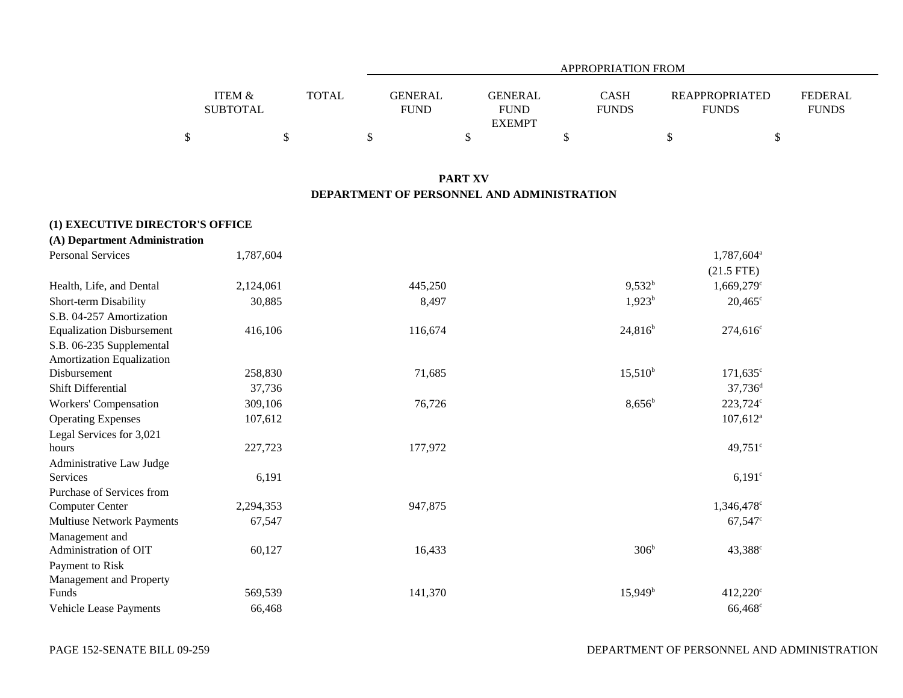| | ITEM & SUBTOTAL | TOTAL | APPROPRIATION FROM GENERAL FUND | GENERAL FUND EXEMPT | CASH FUNDS | REAPPROPRIATED FUNDS | FEDERAL FUNDS |
|---|---|---|---|---|---|---|---|
| | $ | $ | $ | $ | $ | $ | $ |

## PART XV
## DEPARTMENT OF PERSONNEL AND ADMINISTRATION

### (1) EXECUTIVE DIRECTOR'S OFFICE

### (A) Department Administration

| | ITEM & SUBTOTAL | TOTAL | GENERAL FUND | GENERAL FUND EXEMPT | CASH FUNDS | REAPPROPRIATED FUNDS | FEDERAL FUNDS |
|---|---|---|---|---|---|---|---|
| Personal Services | 1,787,604 | | | | | 1,787,604[a] (21.5 FTE) | |
| Health, Life, and Dental | 2,124,061 | | 445,250 | | 9,532[b] | 1,669,279[c] | |
| Short-term Disability | 30,885 | | 8,497 | | 1,923[b] | 20,465[c] | |
| S.B. 04-257 Amortization Equalization Disbursement | 416,106 | | 116,674 | | 24,816[b] | 274,616[c] | |
| S.B. 06-235 Supplemental Amortization Equalization Disbursement | 258,830 | | 71,685 | | 15,510[b] | 171,635[c] | |
| Shift Differential | 37,736 | | | | | 37,736[d] | |
| Workers' Compensation | 309,106 | | 76,726 | | 8,656[b] | 223,724[c] | |
| Operating Expenses | 107,612 | | | | | 107,612[a] | |
| Legal Services for 3,021 hours | 227,723 | | 177,972 | | | 49,751[c] | |
| Administrative Law Judge Services | 6,191 | | | | | 6,191[c] | |
| Purchase of Services from Computer Center | 2,294,353 | | 947,875 | | | 1,346,478[c] | |
| Multiuse Network Payments | 67,547 | | | | | 67,547[c] | |
| Management and Administration of OIT | 60,127 | | 16,433 | | 306[b] | 43,388[c] | |
| Payment to Risk Management and Property Funds | 569,539 | | 141,370 | | 15,949[b] | 412,220[c] | |
| Vehicle Lease Payments | 66,468 | | | | | 66,468[c] | |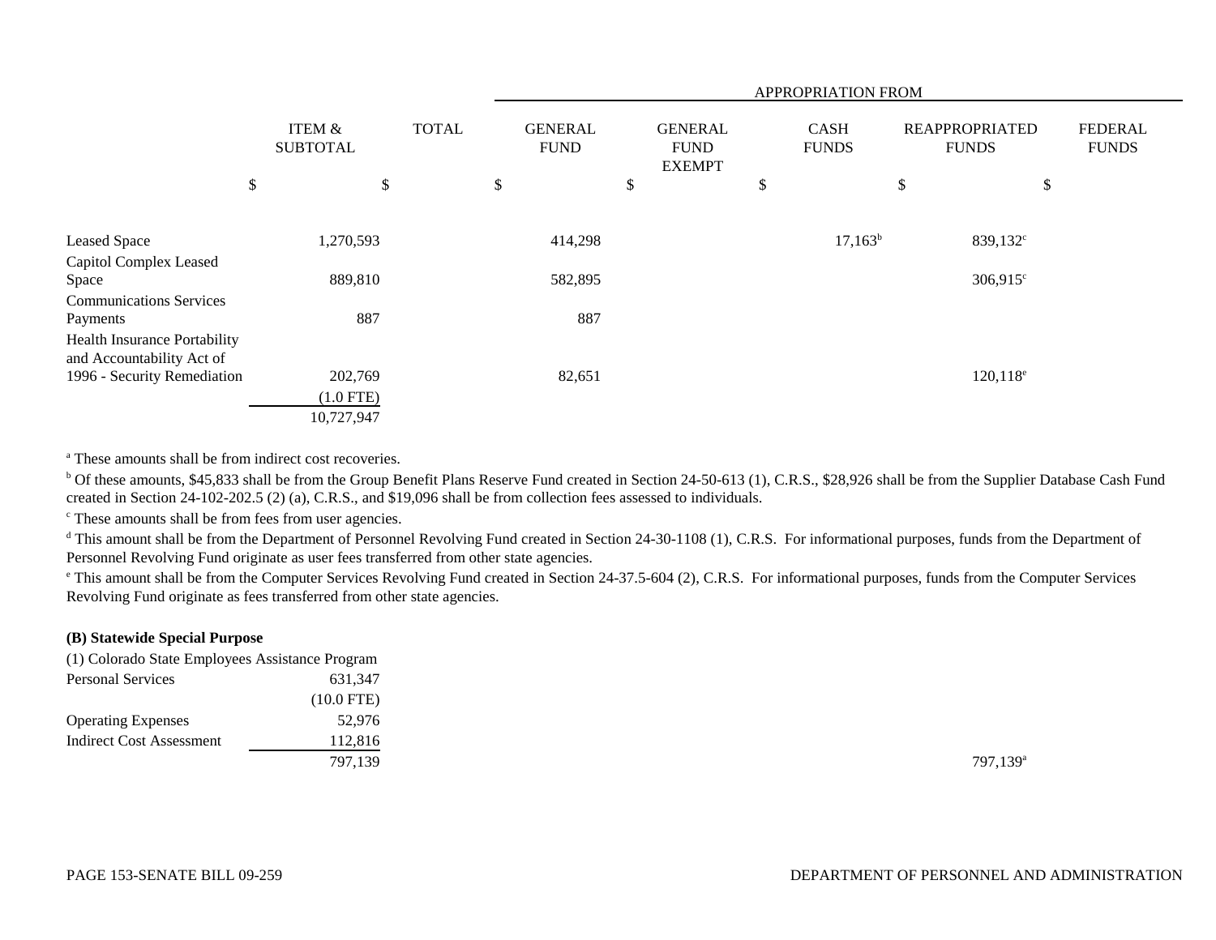| | ITEM & SUBTOTAL | TOTAL | APPROPRIATION FROM GENERAL FUND | GENERAL FUND EXEMPT | CASH FUNDS | REAPPROPRIATED FUNDS | FEDERAL FUNDS |
|---|---|---|---|---|---|---|---|
| | $ | $ | $ | $ | $ | $ | $ |
| Leased Space | 1,270,593 | | 414,298 | | 17,163[b] | 839,132[c] | |
| Capitol Complex Leased Space | 889,810 | | 582,895 | | | 306,915[c] | |
| Communications Services Payments | 887 | | 887 | | | | |
| Health Insurance Portability and Accountability Act of 1996 - Security Remediation | 202,769 (1.0 FTE) | | 82,651 | | | 120,118[e] | |
| | 10,727,947 | | | | | | |

[a] These amounts shall be from indirect cost recoveries.

[b] Of these amounts, $45,833 shall be from the Group Benefit Plans Reserve Fund created in Section 24-50-613 (1), C.R.S., $28,926 shall be from the Supplier Database Cash Fund created in Section 24-102-202.5 (2) (a), C.R.S., and $19,096 shall be from collection fees assessed to individuals.

[c] These amounts shall be from fees from user agencies.

[d] This amount shall be from the Department of Personnel Revolving Fund created in Section 24-30-1108 (1), C.R.S. For informational purposes, funds from the Department of Personnel Revolving Fund originate as user fees transferred from other state agencies.

[e] This amount shall be from the Computer Services Revolving Fund created in Section 24-37.5-604 (2), C.R.S. For informational purposes, funds from the Computer Services Revolving Fund originate as fees transferred from other state agencies.

**(B) Statewide Special Purpose**

| | ITEM & SUBTOTAL | TOTAL | GENERAL FUND | GENERAL FUND EXEMPT | CASH FUNDS | REAPPROPRIATED FUNDS | FEDERAL FUNDS |
|---|---|---|---|---|---|---|---|
| (1) Colorado State Employees Assistance Program | | | | | | | |
| Personal Services | 631,347 (10.0 FTE) | | | | | | |
| Operating Expenses | 52,976 | | | | | | |
| Indirect Cost Assessment | 112,816 | | | | | | |
| | 797,139 | | | | | 797,139[a] | |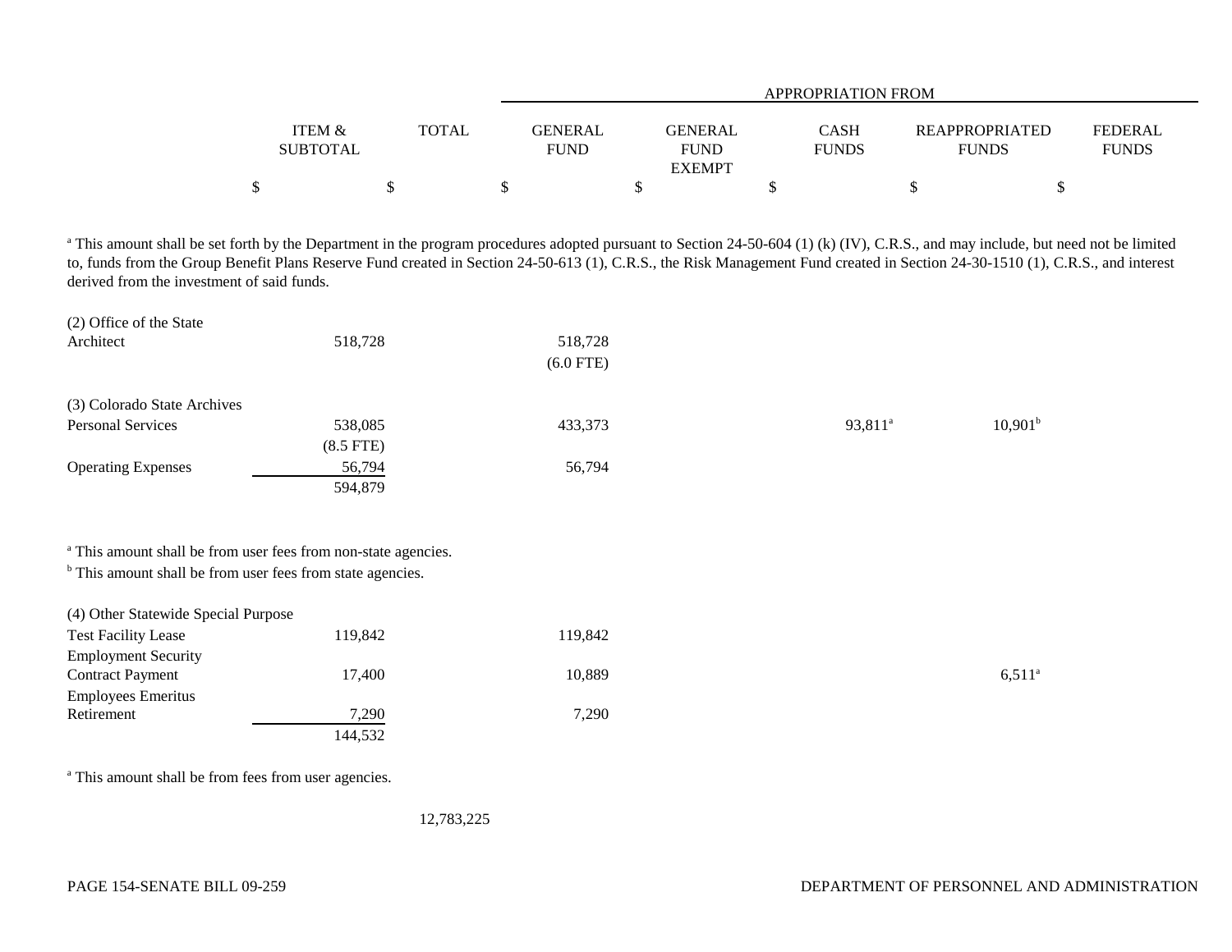| | ITEM & SUBTOTAL | TOTAL | APPROPRIATION FROM GENERAL FUND | GENERAL FUND EXEMPT | CASH FUNDS | REAPPROPRIATED FUNDS | FEDERAL FUNDS |
|---|---|---|---|---|---|---|---|
| | $ | $ | $ | $ | $ | $ | $ |

[a] This amount shall be set forth by the Department in the program procedures adopted pursuant to Section 24-50-604 (1) (k) (IV), C.R.S., and may include, but need not be limited to, funds from the Group Benefit Plans Reserve Fund created in Section 24-50-613 (1), C.R.S., the Risk Management Fund created in Section 24-30-1510 (1), C.R.S., and interest derived from the investment of said funds.

| | ITEM & SUBTOTAL | TOTAL | GENERAL FUND | GENERAL FUND EXEMPT | CASH FUNDS | REAPPROPRIATED FUNDS | FEDERAL FUNDS |
|---|---|---|---|---|---|---|---|
| (2) Office of the State Architect | 518,728 | | 518,728<br>(6.0 FTE) | | | | |
| (3) Colorado State Archives | | | | | | | |
| Personal Services | 538,085<br>(8.5 FTE) | | 433,373 | | 93,811[a] | 10,901[b] | |
| Operating Expenses | 56,794 | | 56,794 | | | | |
| | 594,879 | | | | | | |

[a] This amount shall be from user fees from non-state agencies.
[b] This amount shall be from user fees from state agencies.

| | ITEM & SUBTOTAL | TOTAL | GENERAL FUND | GENERAL FUND EXEMPT | CASH FUNDS | REAPPROPRIATED FUNDS | FEDERAL FUNDS |
|---|---|---|---|---|---|---|---|
| (4) Other Statewide Special Purpose | | | | | | | |
| Test Facility Lease | 119,842 | | 119,842 | | | | |
| Employment Security Contract Payment | 17,400 | | 10,889 | | | 6,511[a] | |
| Employees Emeritus Retirement | 7,290 | | 7,290 | | | | |
| | 144,532 | | | | | | |

[a] This amount shall be from fees from user agencies.

| | ITEM & SUBTOTAL | TOTAL | GENERAL FUND | GENERAL FUND EXEMPT | CASH FUNDS | REAPPROPRIATED FUNDS | FEDERAL FUNDS |
|---|---|---|---|---|---|---|---|
| | | 12,783,225 | | | | | |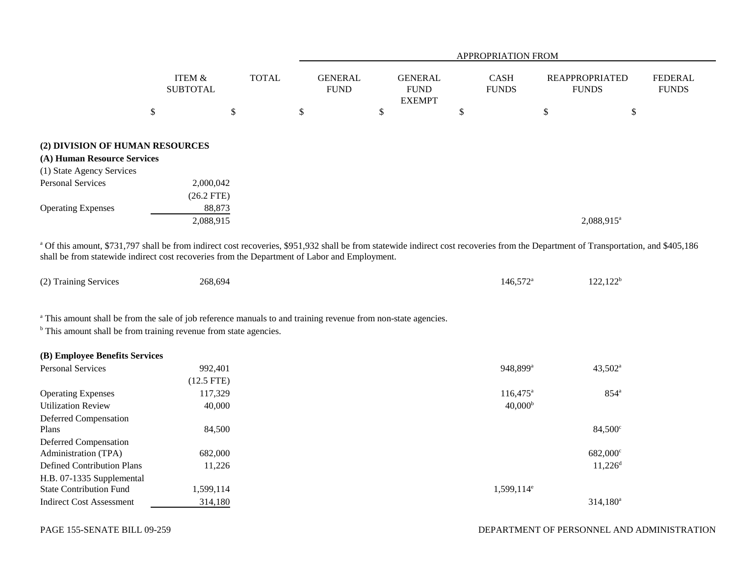| | ITEM & SUBTOTAL | TOTAL | APPROPRIATION FROM GENERAL FUND | GENERAL FUND EXEMPT | CASH FUNDS | REAPPROPRIATED FUNDS | FEDERAL FUNDS |
|---|---|---|---|---|---|---|---|
| | $ | $ | $ | $ | $ | $ | $ |
| **(2) DIVISION OF HUMAN RESOURCES** | | | | | | | |
| **(A) Human Resource Services** | | | | | | | |
| (1) State Agency Services | | | | | | | |
| Personal Services | 2,000,042 | | | | | | |
| | (26.2 FTE) | | | | | | |
| Operating Expenses | 88,873 | | | | | | |
| | 2,088,915 | | | | | 2,088,915[a] | |

[a] Of this amount, $731,797 shall be from indirect cost recoveries, $951,932 shall be from statewide indirect cost recoveries from the Department of Transportation, and $405,186 shall be from statewide indirect cost recoveries from the Department of Labor and Employment.

| | ITEM & SUBTOTAL | TOTAL | GENERAL FUND | GENERAL FUND EXEMPT | CASH FUNDS | REAPPROPRIATED FUNDS | FEDERAL FUNDS |
|---|---|---|---|---|---|---|---|
| (2) Training Services | 268,694 | | | | 146,572[a] | 122,122[b] | |

[a] This amount shall be from the sale of job reference manuals to and training revenue from non-state agencies.
[b] This amount shall be from training revenue from state agencies.

| | ITEM & SUBTOTAL | TOTAL | GENERAL FUND | GENERAL FUND EXEMPT | CASH FUNDS | REAPPROPRIATED FUNDS | FEDERAL FUNDS |
|---|---|---|---|---|---|---|---|
| **(B) Employee Benefits Services** | | | | | | | |
| Personal Services | 992,401 | | | | 948,899[a] | 43,502[a] | |
| | (12.5 FTE) | | | | | | |
| Operating Expenses | 117,329 | | | | 116,475[a] | 854[a] | |
| Utilization Review | 40,000 | | | | 40,000[b] | | |
| Deferred Compensation Plans | 84,500 | | | | | 84,500[c] | |
| Deferred Compensation Administration (TPA) | 682,000 | | | | | 682,000[c] | |
| Defined Contribution Plans | 11,226 | | | | | 11,226[d] | |
| H.B. 07-1335 Supplemental State Contribution Fund | 1,599,114 | | | | 1,599,114[e] | | |
| Indirect Cost Assessment | 314,180 | | | | | 314,180[a] | |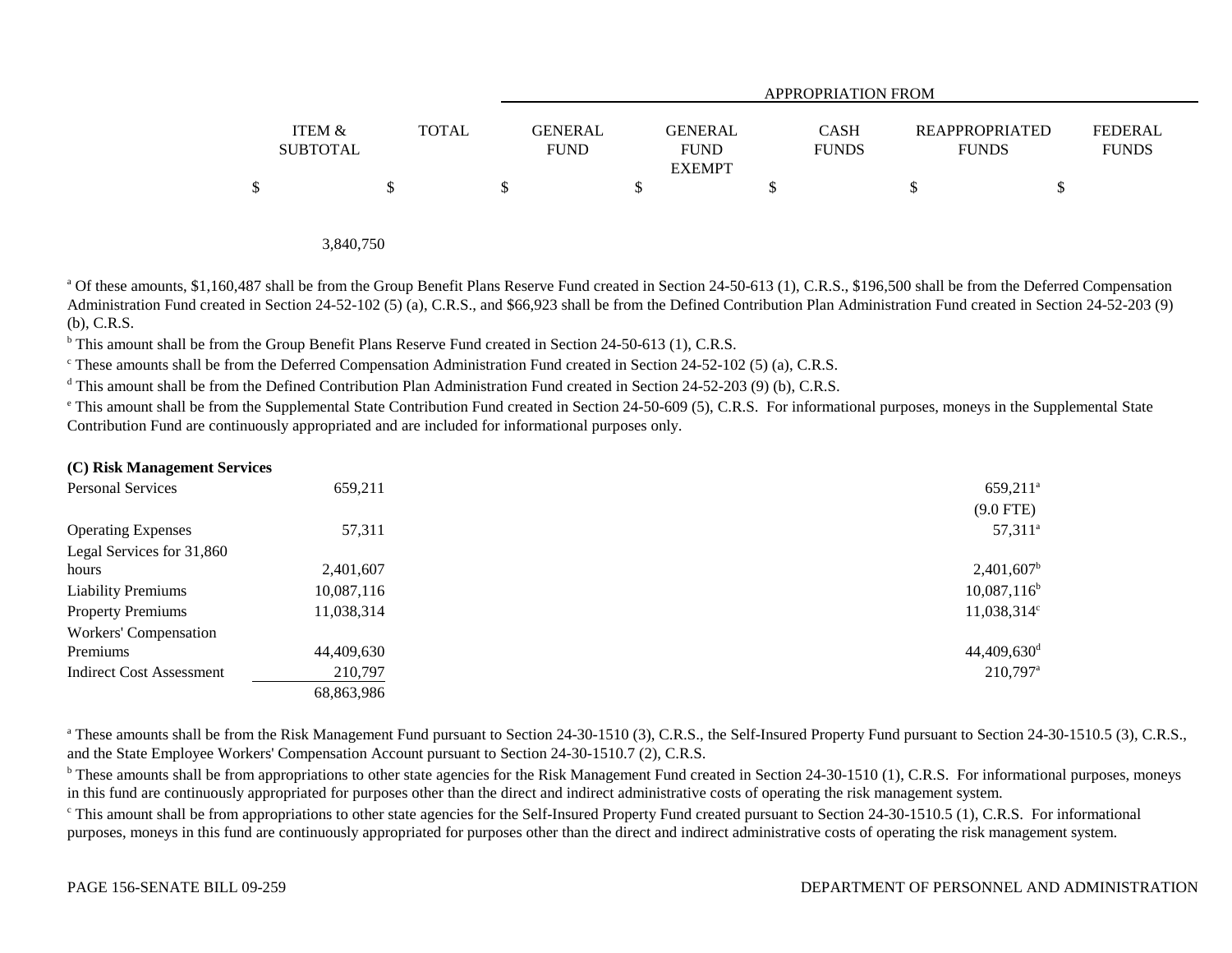| | ITEM & SUBTOTAL | TOTAL | APPROPRIATION FROM | | | | |
|---|---|---|---|---|---|---|---|
| | | | GENERAL FUND | GENERAL FUND EXEMPT | CASH FUNDS | REAPPROPRIATED FUNDS | FEDERAL FUNDS |
| | $ | $ | $ | $ | $ | $ | $ |
| | | 3,840,750 | | | | | |

[a] Of these amounts, $1,160,487 shall be from the Group Benefit Plans Reserve Fund created in Section 24-50-613 (1), C.R.S., $196,500 shall be from the Deferred Compensation Administration Fund created in Section 24-52-102 (5) (a), C.R.S., and $66,923 shall be from the Defined Contribution Plan Administration Fund created in Section 24-52-203 (9) (b), C.R.S.

[b] This amount shall be from the Group Benefit Plans Reserve Fund created in Section 24-50-613 (1), C.R.S.

[c] These amounts shall be from the Deferred Compensation Administration Fund created in Section 24-52-102 (5) (a), C.R.S.

[d] This amount shall be from the Defined Contribution Plan Administration Fund created in Section 24-52-203 (9) (b), C.R.S.

[e] This amount shall be from the Supplemental State Contribution Fund created in Section 24-50-609 (5), C.R.S. For informational purposes, moneys in the Supplemental State Contribution Fund are continuously appropriated and are included for informational purposes only.

**(C) Risk Management Services**

| | ITEM & SUBTOTAL | TOTAL | GENERAL FUND | GENERAL FUND EXEMPT | CASH FUNDS | REAPPROPRIATED FUNDS | FEDERAL FUNDS |
|---|---|---|---|---|---|---|---|
| Personal Services | 659,211 | | | | | 659,211[a] (9.0 FTE) | |
| Operating Expenses | 57,311 | | | | | 57,311[a] | |
| Legal Services for 31,860 hours | 2,401,607 | | | | | 2,401,607[b] | |
| Liability Premiums | 10,087,116 | | | | | 10,087,116[b] | |
| Property Premiums | 11,038,314 | | | | | 11,038,314[c] | |
| Workers' Compensation Premiums | 44,409,630 | | | | | 44,409,630[d] | |
| Indirect Cost Assessment | 210,797 | | | | | 210,797[a] | |
| | | 68,863,986 | | | | | |

[a] These amounts shall be from the Risk Management Fund pursuant to Section 24-30-1510 (3), C.R.S., the Self-Insured Property Fund pursuant to Section 24-30-1510.5 (3), C.R.S., and the State Employee Workers' Compensation Account pursuant to Section 24-30-1510.7 (2), C.R.S.

[b] These amounts shall be from appropriations to other state agencies for the Risk Management Fund created in Section 24-30-1510 (1), C.R.S. For informational purposes, moneys in this fund are continuously appropriated for purposes other than the direct and indirect administrative costs of operating the risk management system.

[c] This amount shall be from appropriations to other state agencies for the Self-Insured Property Fund created pursuant to Section 24-30-1510.5 (1), C.R.S. For informational purposes, moneys in this fund are continuously appropriated for purposes other than the direct and indirect administrative costs of operating the risk management system.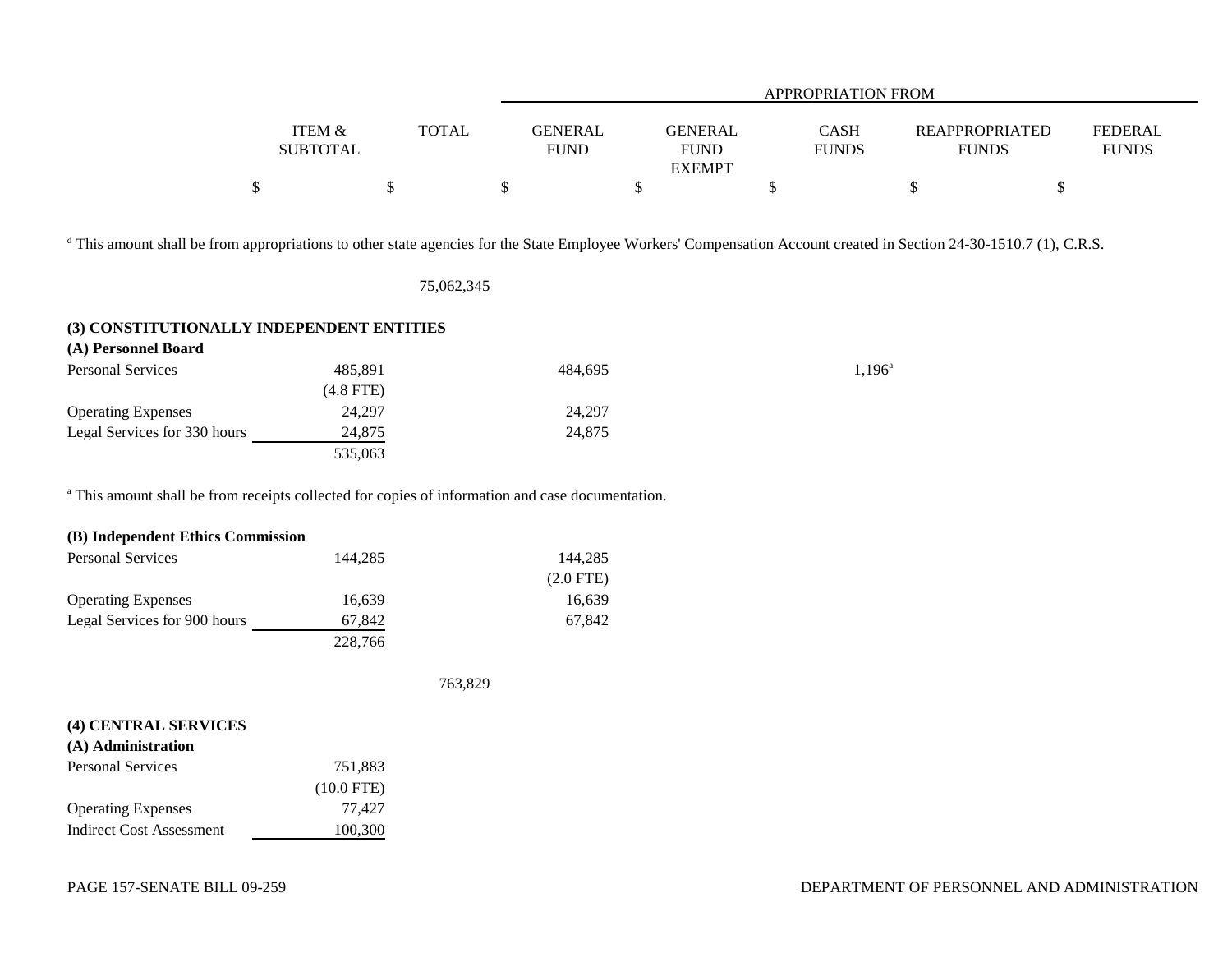| | ITEM & SUBTOTAL | TOTAL | GENERAL FUND | GENERAL FUND EXEMPT | CASH FUNDS | REAPPROPRIATED FUNDS | FEDERAL FUNDS |
|---|---|---|---|---|---|---|---|
| | $ | $ | $ | $ | $ | $ | $ |

[d] This amount shall be from appropriations to other state agencies for the State Employee Workers' Compensation Account created in Section 24-30-1510.7 (1), C.R.S.

| | ITEM & SUBTOTAL | TOTAL | GENERAL FUND | GENERAL FUND EXEMPT | CASH FUNDS | REAPPROPRIATED FUNDS | FEDERAL FUNDS |
|---|---|---|---|---|---|---|---|
| | | 75,062,345 | | | | | |
| **(3) CONSTITUTIONALLY INDEPENDENT ENTITIES** | | | | | | | |
| **(A) Personnel Board** | | | | | | | |
| Personal Services | 485,891 | | 484,695 | | 1,196[a] | | |
| | (4.8 FTE) | | | | | | |
| Operating Expenses | 24,297 | | 24,297 | | | | |
| Legal Services for 330 hours | 24,875 | | 24,875 | | | | |
| | 535,063 | | | | | | |

[a] This amount shall be from receipts collected for copies of information and case documentation.

| | ITEM & SUBTOTAL | TOTAL | GENERAL FUND | GENERAL FUND EXEMPT | CASH FUNDS | REAPPROPRIATED FUNDS | FEDERAL FUNDS |
|---|---|---|---|---|---|---|---|
| **(B) Independent Ethics Commission** | | | | | | | |
| Personal Services | 144,285 | | 144,285 | | | | |
| | | | (2.0 FTE) | | | | |
| Operating Expenses | 16,639 | | 16,639 | | | | |
| Legal Services for 900 hours | 67,842 | | 67,842 | | | | |
| | 228,766 | | | | | | |
| | | 763,829 | | | | | |
| **(4) CENTRAL SERVICES** | | | | | | | |
| **(A) Administration** | | | | | | | |
| Personal Services | 751,883 | | | | | | |
| | (10.0 FTE) | | | | | | |
| Operating Expenses | 77,427 | | | | | | |
| Indirect Cost Assessment | 100,300 | | | | | | |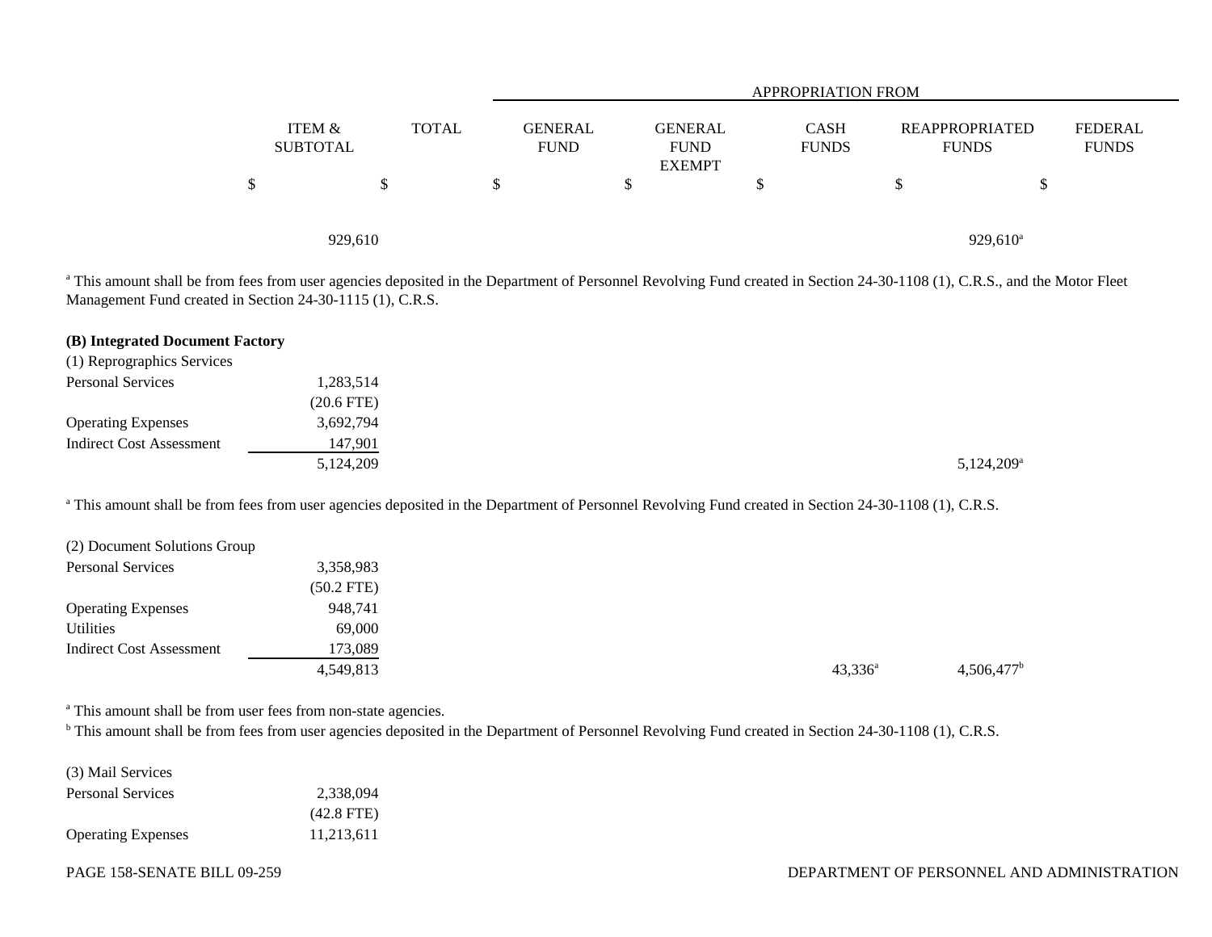| | ITEM & SUBTOTAL | TOTAL | APPROPRIATION FROM GENERAL FUND | GENERAL FUND EXEMPT | CASH FUNDS | REAPPROPRIATED FUNDS | FEDERAL FUNDS |
|---|---|---|---|---|---|---|---|
| | $ | $ | $ | $ | $ | $ | $ |
| | | 929,610 | | | | 929,610[a] | |

[a] This amount shall be from fees from user agencies deposited in the Department of Personnel Revolving Fund created in Section 24-30-1108 (1), C.R.S., and the Motor Fleet Management Fund created in Section 24-30-1115 (1), C.R.S.

**(B) Integrated Document Factory**

| (1) Reprographics Services | ITEM & SUBTOTAL | TOTAL | GENERAL FUND | GENERAL FUND EXEMPT | CASH FUNDS | REAPPROPRIATED FUNDS | FEDERAL FUNDS |
|---|---|---|---|---|---|---|---|
| Personal Services | 1,283,514 | | | | | | |
| | (20.6 FTE) | | | | | | |
| Operating Expenses | 3,692,794 | | | | | | |
| Indirect Cost Assessment | 147,901 | | | | | | |
| | 5,124,209 | | | | | 5,124,209[a] | |

[a] This amount shall be from fees from user agencies deposited in the Department of Personnel Revolving Fund created in Section 24-30-1108 (1), C.R.S.

| (2) Document Solutions Group | ITEM & SUBTOTAL | TOTAL | GENERAL FUND | GENERAL FUND EXEMPT | CASH FUNDS | REAPPROPRIATED FUNDS | FEDERAL FUNDS |
|---|---|---|---|---|---|---|---|
| Personal Services | 3,358,983 | | | | | | |
| | (50.2 FTE) | | | | | | |
| Operating Expenses | 948,741 | | | | | | |
| Utilities | 69,000 | | | | | | |
| Indirect Cost Assessment | 173,089 | | | | | | |
| | 4,549,813 | | | | 43,336[a] | 4,506,477[b] | |

[a] This amount shall be from user fees from non-state agencies.

[b] This amount shall be from fees from user agencies deposited in the Department of Personnel Revolving Fund created in Section 24-30-1108 (1), C.R.S.

| (3) Mail Services | ITEM & SUBTOTAL | TOTAL | GENERAL FUND | GENERAL FUND EXEMPT | CASH FUNDS | REAPPROPRIATED FUNDS | FEDERAL FUNDS |
|---|---|---|---|---|---|---|---|
| Personal Services | 2,338,094 | | | | | | |
| | (42.8 FTE) | | | | | | |
| Operating Expenses | 11,213,611 | | | | | | |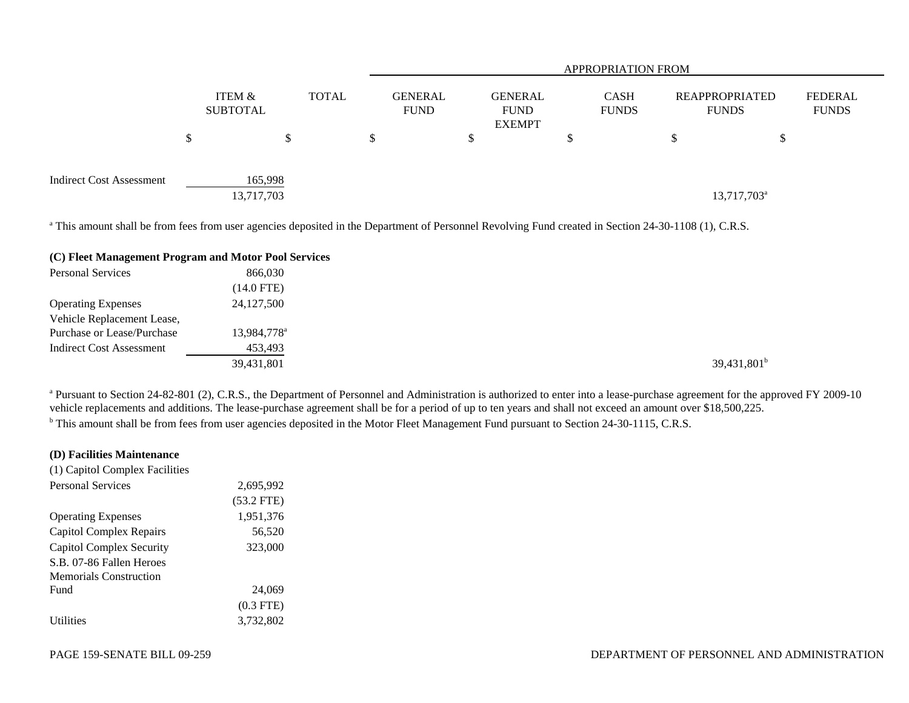| | ITEM & SUBTOTAL | TOTAL | APPROPRIATION FROM GENERAL FUND | GENERAL FUND EXEMPT | CASH FUNDS | REAPPROPRIATED FUNDS | FEDERAL FUNDS |
|---|---|---|---|---|---|---|---|
| | $ | $ | $ | $ | $ | $ | $ |
| Indirect Cost Assessment | 165,998 | | | | | | |
| | 13,717,703 | | | | | 13,717,703[a] | |

[a] This amount shall be from fees from user agencies deposited in the Department of Personnel Revolving Fund created in Section 24-30-1108 (1), C.R.S.

| | ITEM & SUBTOTAL | TOTAL | GENERAL FUND | GENERAL FUND EXEMPT | CASH FUNDS | REAPPROPRIATED FUNDS | FEDERAL FUNDS |
|---|---|---|---|---|---|---|---|
| **(C) Fleet Management Program and Motor Pool Services** | | | | | | | |
| Personal Services | 866,030 | | | | | | |
| | (14.0 FTE) | | | | | | |
| Operating Expenses | 24,127,500 | | | | | | |
| Vehicle Replacement Lease, Purchase or Lease/Purchase | 13,984,778[a] | | | | | | |
| Indirect Cost Assessment | 453,493 | | | | | | |
| | 39,431,801 | | | | | 39,431,801[b] | |

[a] Pursuant to Section 24-82-801 (2), C.R.S., the Department of Personnel and Administration is authorized to enter into a lease-purchase agreement for the approved FY 2009-10 vehicle replacements and additions. The lease-purchase agreement shall be for a period of up to ten years and shall not exceed an amount over $18,500,225.

[b] This amount shall be from fees from user agencies deposited in the Motor Fleet Management Fund pursuant to Section 24-30-1115, C.R.S.

| | ITEM & SUBTOTAL | TOTAL | GENERAL FUND | GENERAL FUND EXEMPT | CASH FUNDS | REAPPROPRIATED FUNDS | FEDERAL FUNDS |
|---|---|---|---|---|---|---|---|
| **(D) Facilities Maintenance** | | | | | | | |
| (1) Capitol Complex Facilities | | | | | | | |
| Personal Services | 2,695,992 | | | | | | |
| | (53.2 FTE) | | | | | | |
| Operating Expenses | 1,951,376 | | | | | | |
| Capitol Complex Repairs | 56,520 | | | | | | |
| Capitol Complex Security | 323,000 | | | | | | |
| S.B. 07-86 Fallen Heroes Memorials Construction Fund | 24,069 | | | | | | |
| | (0.3 FTE) | | | | | | |
| Utilities | 3,732,802 | | | | | | |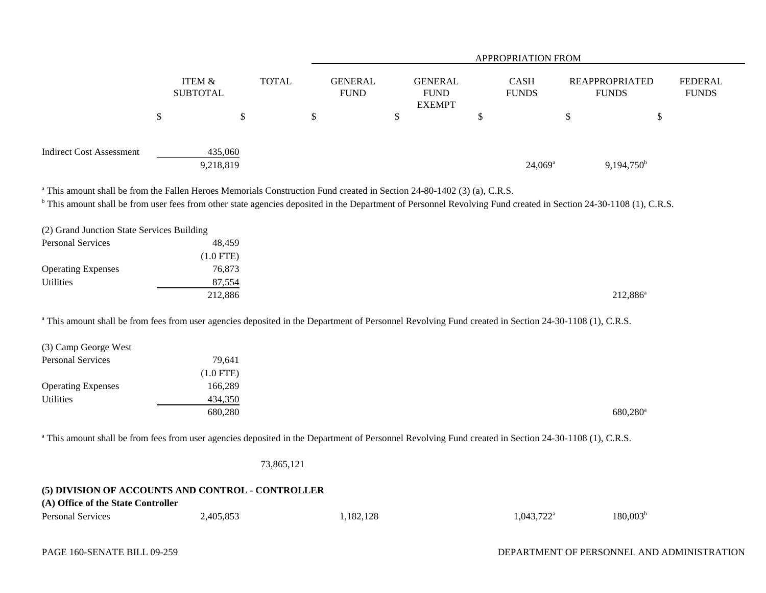| | ITEM & SUBTOTAL | TOTAL | APPROPRIATION FROM GENERAL FUND | GENERAL FUND EXEMPT | CASH FUNDS | REAPPROPRIATED FUNDS | FEDERAL FUNDS |
|---|---|---|---|---|---|---|---|
| | $ | $ | $ | $ | $ | $ | $ |
| Indirect Cost Assessment | 435,060 | | | | | | |
| | 9,218,819 | | | | 24,069[a] | 9,194,750[b] | |

[a] This amount shall be from the Fallen Heroes Memorials Construction Fund created in Section 24-80-1402 (3) (a), C.R.S.
[b] This amount shall be from user fees from other state agencies deposited in the Department of Personnel Revolving Fund created in Section 24-30-1108 (1), C.R.S.

| | ITEM & SUBTOTAL | TOTAL | GENERAL FUND | GENERAL FUND EXEMPT | CASH FUNDS | REAPPROPRIATED FUNDS | FEDERAL FUNDS |
|---|---|---|---|---|---|---|---|
| (2) Grand Junction State Services Building | | | | | | | |
| Personal Services | 48,459 | | | | | | |
| | (1.0 FTE) | | | | | | |
| Operating Expenses | 76,873 | | | | | | |
| Utilities | 87,554 | | | | | | |
| | 212,886 | | | | | 212,886[a] | |

[a] This amount shall be from fees from user agencies deposited in the Department of Personnel Revolving Fund created in Section 24-30-1108 (1), C.R.S.

| | ITEM & SUBTOTAL | TOTAL | GENERAL FUND | GENERAL FUND EXEMPT | CASH FUNDS | REAPPROPRIATED FUNDS | FEDERAL FUNDS |
|---|---|---|---|---|---|---|---|
| (3) Camp George West | | | | | | | |
| Personal Services | 79,641 | | | | | | |
| | (1.0 FTE) | | | | | | |
| Operating Expenses | 166,289 | | | | | | |
| Utilities | 434,350 | | | | | | |
| | 680,280 | | | | | 680,280[a] | |

[a] This amount shall be from fees from user agencies deposited in the Department of Personnel Revolving Fund created in Section 24-30-1108 (1), C.R.S.

| | ITEM & SUBTOTAL | TOTAL | GENERAL FUND | GENERAL FUND EXEMPT | CASH FUNDS | REAPPROPRIATED FUNDS | FEDERAL FUNDS |
|---|---|---|---|---|---|---|---|
| | | 73,865,121 | | | | | |

**(5) DIVISION OF ACCOUNTS AND CONTROL - CONTROLLER**
**(A) Office of the State Controller**

| | ITEM & SUBTOTAL | TOTAL | GENERAL FUND | GENERAL FUND EXEMPT | CASH FUNDS | REAPPROPRIATED FUNDS | FEDERAL FUNDS |
|---|---|---|---|---|---|---|---|
| Personal Services | 2,405,853 | | 1,182,128 | | 1,043,722[a] | 180,003[b] | |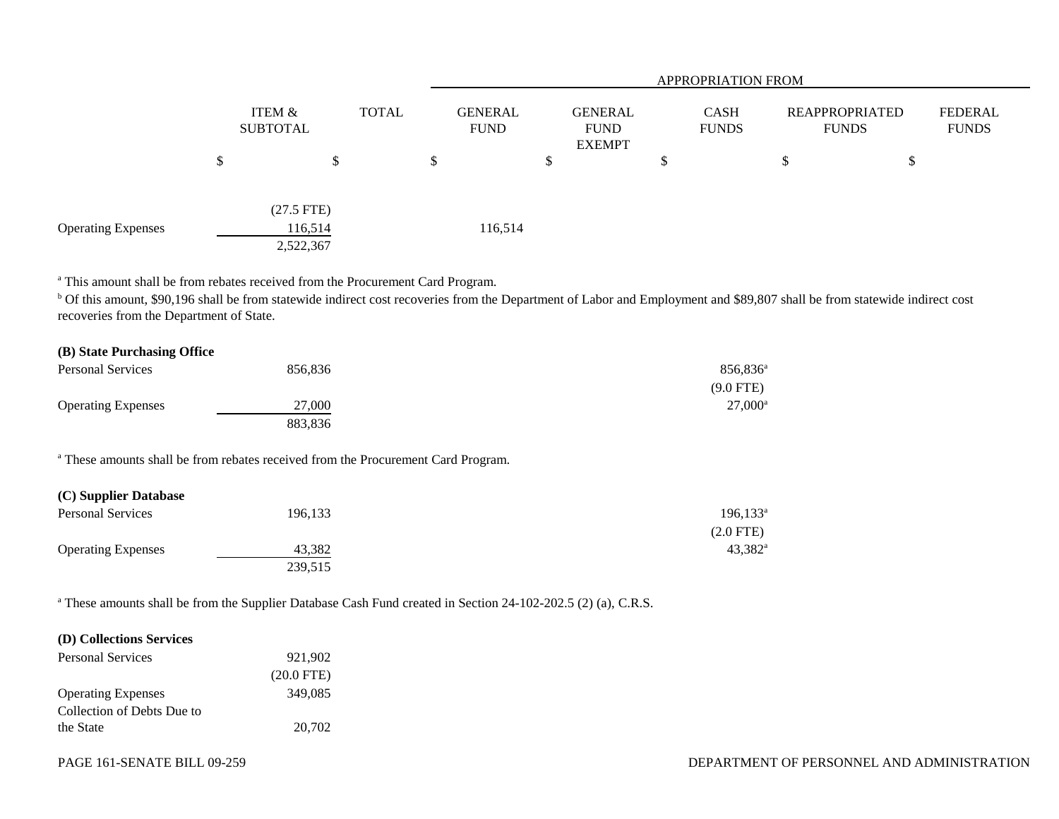| | ITEM & SUBTOTAL | TOTAL | APPROPRIATION FROM GENERAL FUND | GENERAL FUND EXEMPT | CASH FUNDS | REAPPROPRIATED FUNDS | FEDERAL FUNDS |
|---|---|---|---|---|---|---|---|
| | $ | $ | $ | $ | $ | $ | $ |
| | (27.5 FTE) | | | | | | |
| Operating Expenses | 116,514 | | 116,514 | | | | |
| | 2,522,367 | | | | | | |

[a] This amount shall be from rebates received from the Procurement Card Program.
[b] Of this amount, $90,196 shall be from statewide indirect cost recoveries from the Department of Labor and Employment and $89,807 shall be from statewide indirect cost recoveries from the Department of State.

| **(B) State Purchasing Office** | | | | | | | |
|---|---|---|---|---|---|---|---|
| Personal Services | 856,836 | | | | 856,836[a] | | |
| | | | | | (9.0 FTE) | | |
| Operating Expenses | 27,000 | | | | 27,000[a] | | |
| | 883,836 | | | | | | |

[a] These amounts shall be from rebates received from the Procurement Card Program.

| **(C) Supplier Database** | | | | | | | |
|---|---|---|---|---|---|---|---|
| Personal Services | 196,133 | | | | 196,133[a] | | |
| | | | | | (2.0 FTE) | | |
| Operating Expenses | 43,382 | | | | 43,382[a] | | |
| | 239,515 | | | | | | |

[a] These amounts shall be from the Supplier Database Cash Fund created in Section 24-102-202.5 (2) (a), C.R.S.

| **(D) Collections Services** | | | | | | | |
|---|---|---|---|---|---|---|---|
| Personal Services | 921,902 | | | | | | |
| | (20.0 FTE) | | | | | | |
| Operating Expenses | 349,085 | | | | | | |
| Collection of Debts Due to the State | 20,702 | | | | | | |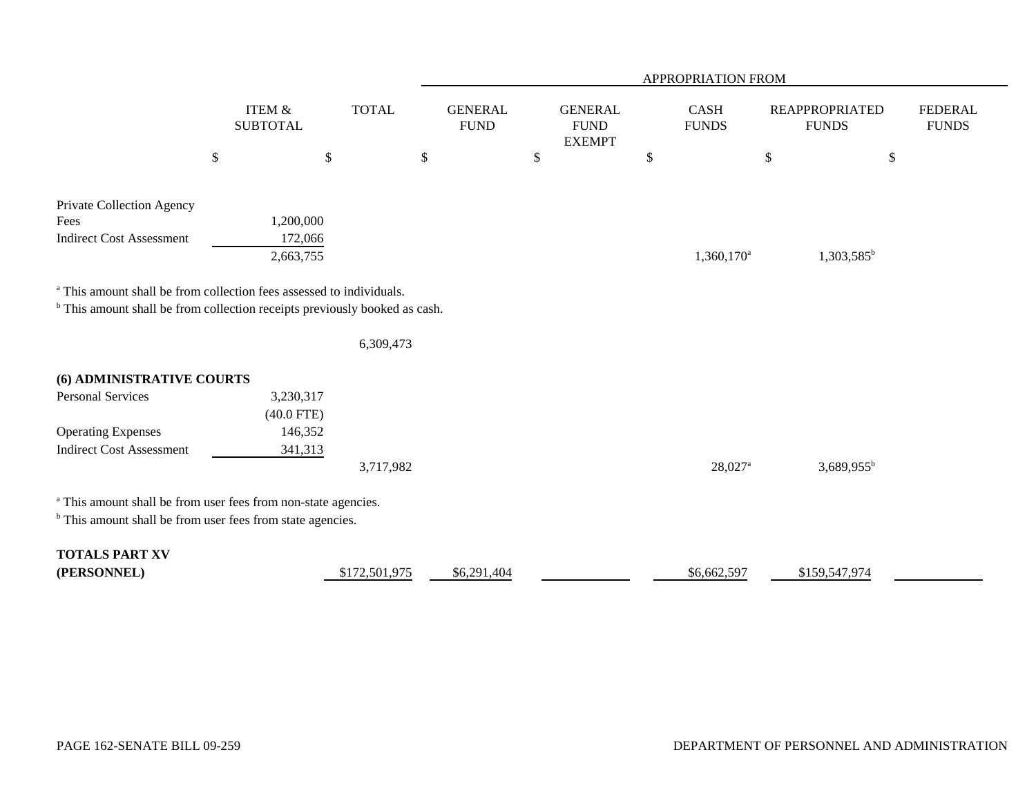| | ITEM & SUBTOTAL | TOTAL | APPROPRIATION FROM GENERAL FUND | GENERAL FUND EXEMPT | CASH FUNDS | REAPPROPRIATED FUNDS | FEDERAL FUNDS |
|---|---|---|---|---|---|---|---|
| | $ | $ | $ | $ | $ | $ | $ |
| Private Collection Agency Fees | 1,200,000 | | | | | | |
| Indirect Cost Assessment | 172,066 | | | | | | |
| | 2,663,755 | | | | 1,360,170[a] | 1,303,585[b] | |

[a] This amount shall be from collection fees assessed to individuals.
[b] This amount shall be from collection receipts previously booked as cash.

| | ITEM & SUBTOTAL | TOTAL | GENERAL FUND | GENERAL FUND EXEMPT | CASH FUNDS | REAPPROPRIATED FUNDS | FEDERAL FUNDS |
|---|---|---|---|---|---|---|---|
| | | 6,309,473 | | | | | |
| **(6) ADMINISTRATIVE COURTS** | | | | | | | |
| Personal Services | 3,230,317 | | | | | | |
| | (40.0 FTE) | | | | | | |
| Operating Expenses | 146,352 | | | | | | |
| Indirect Cost Assessment | 341,313 | | | | | | |
| | | 3,717,982 | | | 28,027[a] | 3,689,955[b] | |

[a] This amount shall be from user fees from non-state agencies.
[b] This amount shall be from user fees from state agencies.

| | ITEM & SUBTOTAL | TOTAL | GENERAL FUND | GENERAL FUND EXEMPT | CASH FUNDS | REAPPROPRIATED FUNDS | FEDERAL FUNDS |
|---|---|---|---|---|---|---|---|
| **TOTALS PART XV (PERSONNEL)** | | $172,501,975 | $6,291,404 | | $6,662,597 | $159,547,974 | |